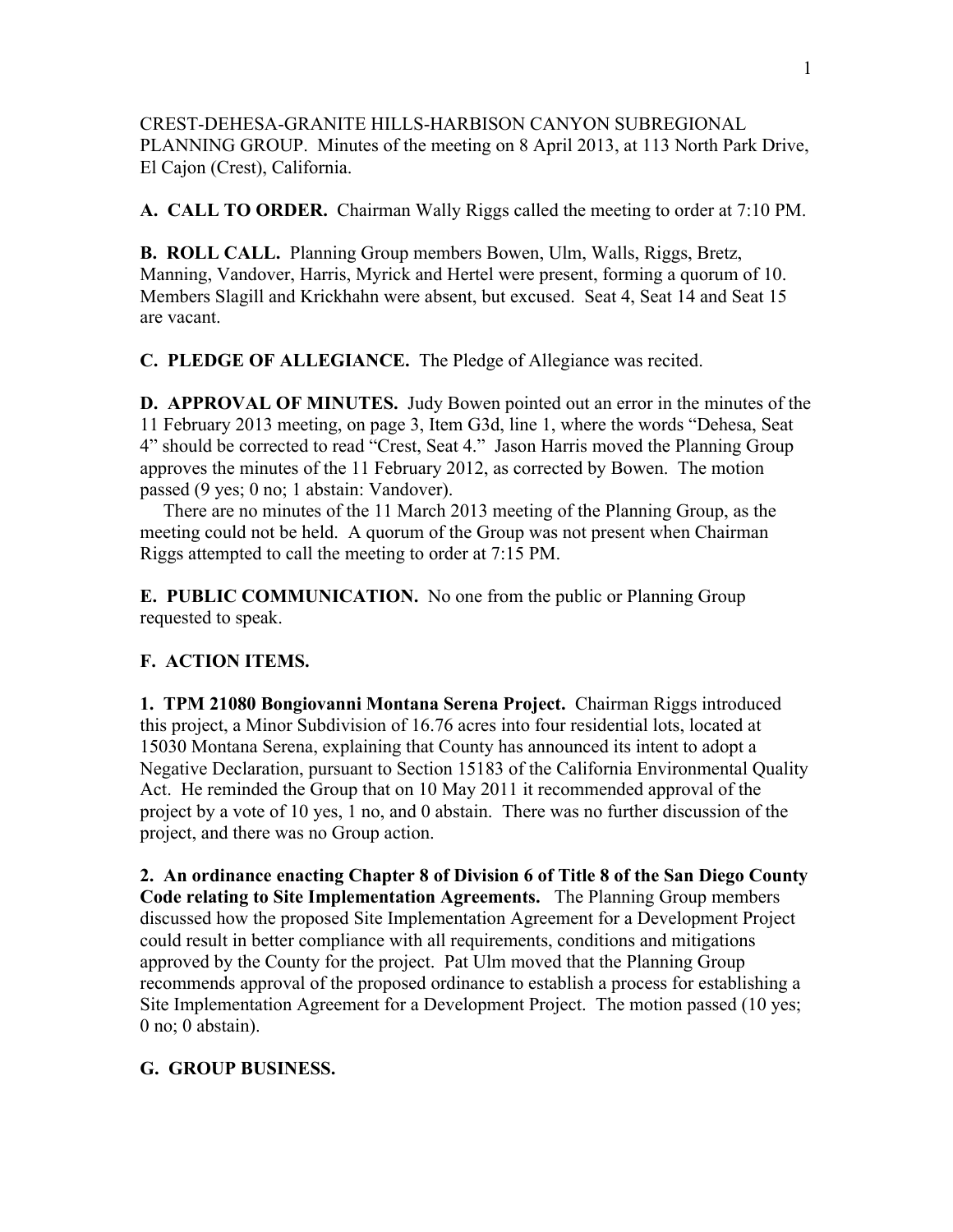CREST-DEHESA-GRANITE HILLS-HARBISON CANYON SUBREGIONAL PLANNING GROUP. Minutes of the meeting on 8 April 2013, at 113 North Park Drive, El Cajon (Crest), California.

**A. CALL TO ORDER.** Chairman Wally Riggs called the meeting to order at 7:10 PM.

**B. ROLL CALL.** Planning Group members Bowen, Ulm, Walls, Riggs, Bretz, Manning, Vandover, Harris, Myrick and Hertel were present, forming a quorum of 10. Members Slagill and Krickhahn were absent, but excused. Seat 4, Seat 14 and Seat 15 are vacant.

**C. PLEDGE OF ALLEGIANCE.** The Pledge of Allegiance was recited.

**D. APPROVAL OF MINUTES.** Judy Bowen pointed out an error in the minutes of the 11 February 2013 meeting, on page 3, Item G3d, line 1, where the words "Dehesa, Seat 4" should be corrected to read "Crest, Seat 4." Jason Harris moved the Planning Group approves the minutes of the 11 February 2012, as corrected by Bowen. The motion passed (9 yes; 0 no; 1 abstain: Vandover).

There are no minutes of the 11 March 2013 meeting of the Planning Group, as the meeting could not be held. A quorum of the Group was not present when Chairman Riggs attempted to call the meeting to order at 7:15 PM.

**E. PUBLIC COMMUNICATION.** No one from the public or Planning Group requested to speak.

**F. ACTION ITEMS.**

**1. TPM 21080 Bongiovanni Montana Serena Project.** Chairman Riggs introduced this project, a Minor Subdivision of 16.76 acres into four residential lots, located at 15030 Montana Serena, explaining that County has announced its intent to adopt a Negative Declaration, pursuant to Section 15183 of the California Environmental Quality Act. He reminded the Group that on 10 May 2011 it recommended approval of the project by a vote of 10 yes, 1 no, and 0 abstain. There was no further discussion of the project, and there was no Group action.

**2. An ordinance enacting Chapter 8 of Division 6 of Title 8 of the San Diego County Code relating to Site Implementation Agreements.** The Planning Group members discussed how the proposed Site Implementation Agreement for a Development Project could result in better compliance with all requirements, conditions and mitigations approved by the County for the project. Pat Ulm moved that the Planning Group recommends approval of the proposed ordinance to establish a process for establishing a Site Implementation Agreement for a Development Project. The motion passed (10 yes; 0 no; 0 abstain).

**G. GROUP BUSINESS.**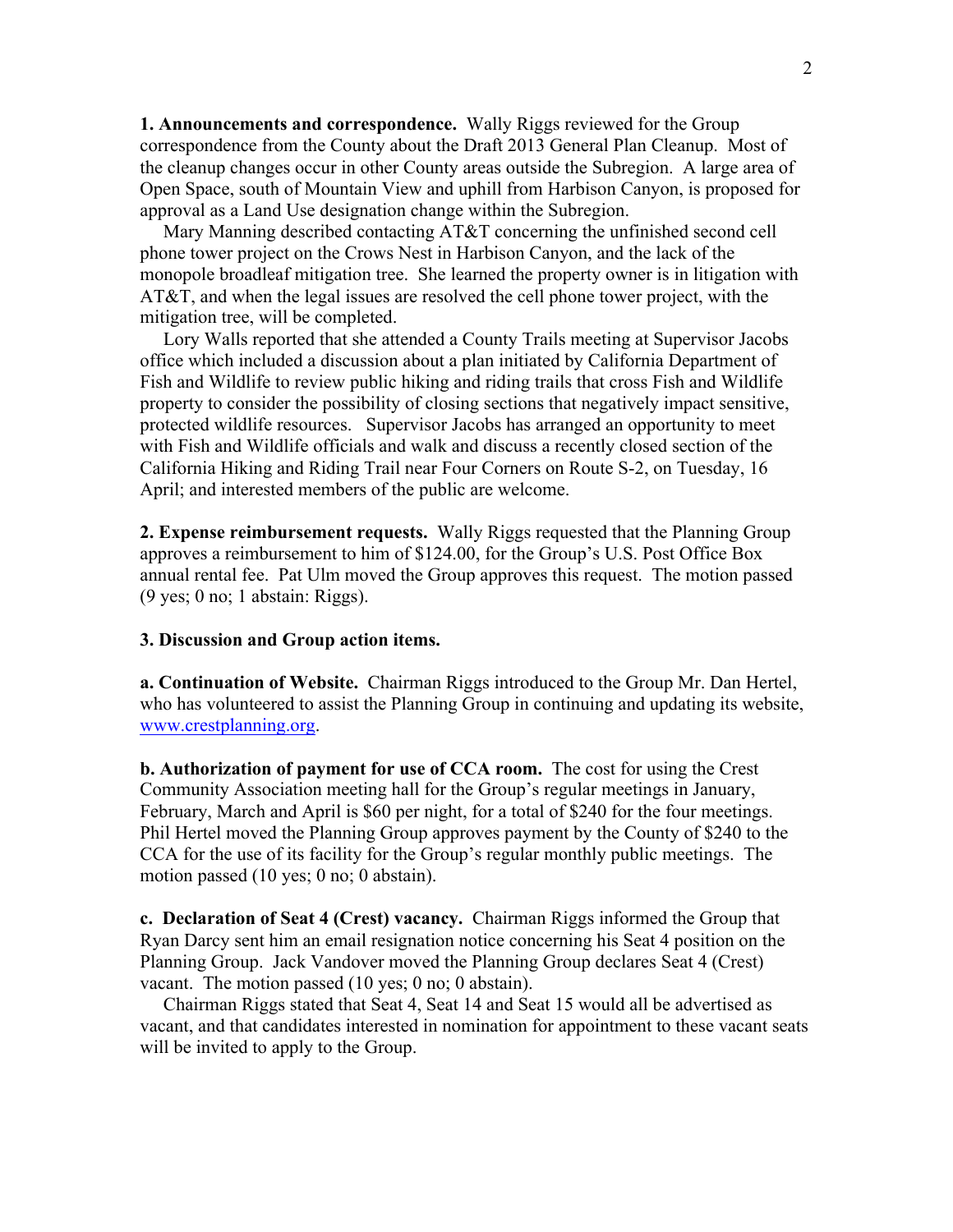**1. Announcements and correspondence.** Wally Riggs reviewed for the Group correspondence from the County about the Draft 2013 General Plan Cleanup. Most of the cleanup changes occur in other County areas outside the Subregion. A large area of Open Space, south of Mountain View and uphill from Harbison Canyon, is proposed for approval as a Land Use designation change within the Subregion.

Mary Manning described contacting AT&T concerning the unfinished second cell phone tower project on the Crows Nest in Harbison Canyon, and the lack of the monopole broadleaf mitigation tree. She learned the property owner is in litigation with AT&T, and when the legal issues are resolved the cell phone tower project, with the mitigation tree, will be completed.

Lory Walls reported that she attended a County Trails meeting at Supervisor Jacobs office which included a discussion about a plan initiated by California Department of Fish and Wildlife to review public hiking and riding trails that cross Fish and Wildlife property to consider the possibility of closing sections that negatively impact sensitive, protected wildlife resources. Supervisor Jacobs has arranged an opportunity to meet with Fish and Wildlife officials and walk and discuss a recently closed section of the California Hiking and Riding Trail near Four Corners on Route S-2, on Tuesday, 16 April; and interested members of the public are welcome.

**2. Expense reimbursement requests.** Wally Riggs requested that the Planning Group approves a reimbursement to him of $124.00, for the Group's U.S. Post Office Box annual rental fee. Pat Ulm moved the Group approves this request. The motion passed (9 yes; 0 no; 1 abstain: Riggs).

**3. Discussion and Group action items.**

**a. Continuation of Website.** Chairman Riggs introduced to the Group Mr. Dan Hertel, who has volunteered to assist the Planning Group in continuing and updating its website, www.crestplanning.org.

**b. Authorization of payment for use of CCA room.** The cost for using the Crest Community Association meeting hall for the Group's regular meetings in January, February, March and April is $60 per night, for a total of $240 for the four meetings. Phil Hertel moved the Planning Group approves payment by the County of $240 to the CCA for the use of its facility for the Group's regular monthly public meetings. The motion passed (10 yes; 0 no; 0 abstain).

**c. Declaration of Seat 4 (Crest) vacancy.** Chairman Riggs informed the Group that Ryan Darcy sent him an email resignation notice concerning his Seat 4 position on the Planning Group. Jack Vandover moved the Planning Group declares Seat 4 (Crest) vacant. The motion passed (10 yes; 0 no; 0 abstain).

Chairman Riggs stated that Seat 4, Seat 14 and Seat 15 would all be advertised as vacant, and that candidates interested in nomination for appointment to these vacant seats will be invited to apply to the Group.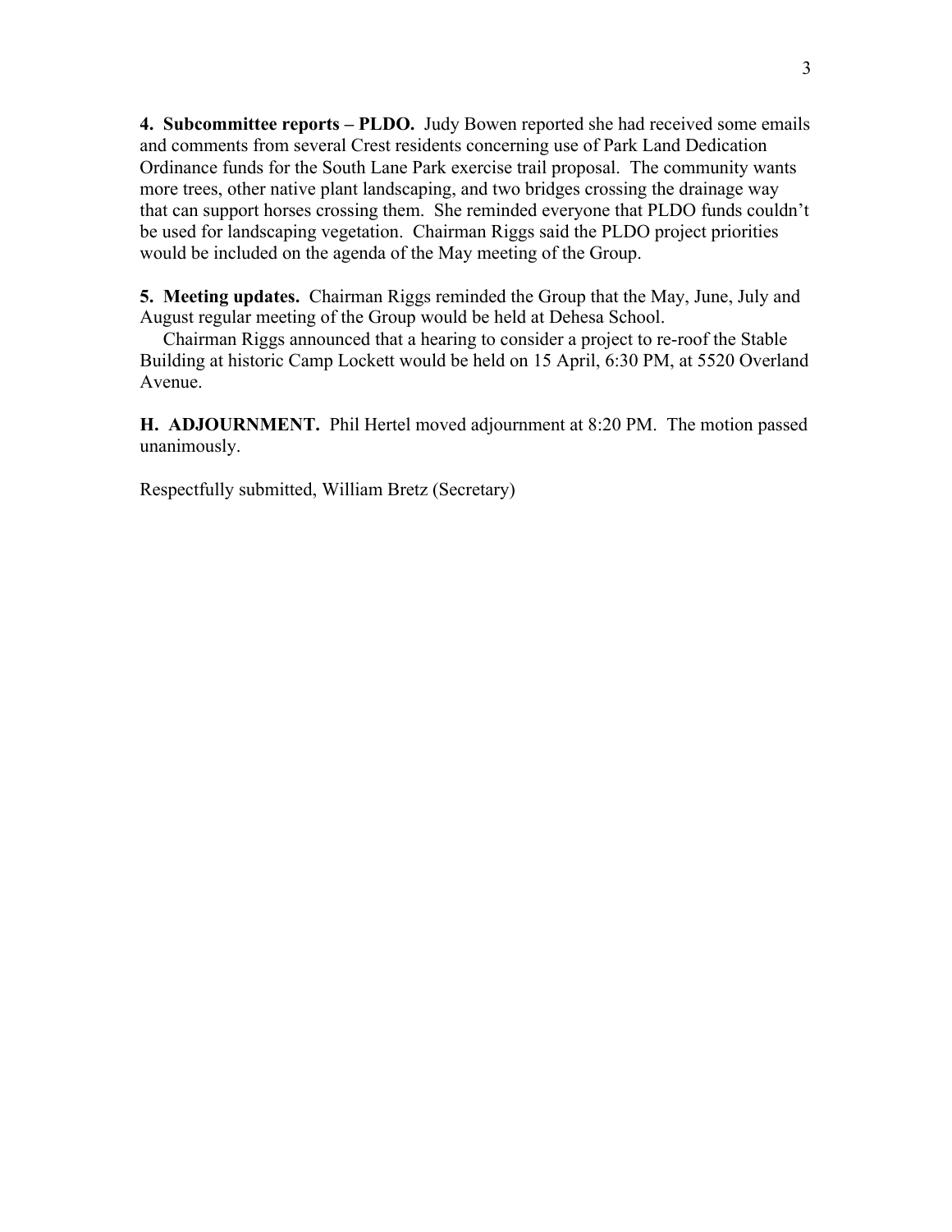**4. Subcommittee reports – PLDO.** Judy Bowen reported she had received some emails and comments from several Crest residents concerning use of Park Land Dedication Ordinance funds for the South Lane Park exercise trail proposal. The community wants more trees, other native plant landscaping, and two bridges crossing the drainage way that can support horses crossing them. She reminded everyone that PLDO funds couldn't be used for landscaping vegetation. Chairman Riggs said the PLDO project priorities would be included on the agenda of the May meeting of the Group.

**5. Meeting updates.** Chairman Riggs reminded the Group that the May, June, July and August regular meeting of the Group would be held at Dehesa School.

Chairman Riggs announced that a hearing to consider a project to re-roof the Stable Building at historic Camp Lockett would be held on 15 April, 6:30 PM, at 5520 Overland Avenue.

**H. ADJOURNMENT.** Phil Hertel moved adjournment at 8:20 PM. The motion passed unanimously.

Respectfully submitted, William Bretz (Secretary)